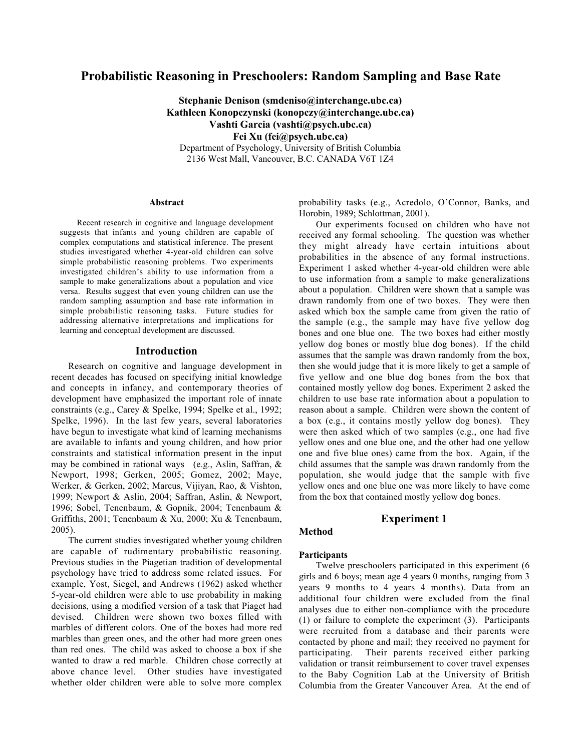# Probabilistic Reasoning in Preschoolers: Random Sampling and Base Rate

**Stephanie Denison (smdeniso@interchange.ubc.ca)**
**Kathleen Konopczynski (konopczy@interchange.ubc.ca)**
**Vashti Garcia (vashti@psych.ubc.ca)**
**Fei Xu (fei@psych.ubc.ca)**
Department of Psychology, University of British Columbia
2136 West Mall, Vancouver, B.C. CANADA V6T 1Z4

## Abstract

Recent research in cognitive and language development suggests that infants and young children are capable of complex computations and statistical inference. The present studies investigated whether 4-year-old children can solve simple probabilistic reasoning problems. Two experiments investigated children's ability to use information from a sample to make generalizations about a population and vice versa. Results suggest that even young children can use the random sampling assumption and base rate information in simple probabilistic reasoning tasks. Future studies for addressing alternative interpretations and implications for learning and conceptual development are discussed.

## Introduction

Research on cognitive and language development in recent decades has focused on specifying initial knowledge and concepts in infancy, and contemporary theories of development have emphasized the important role of innate constraints (e.g., Carey & Spelke, 1994; Spelke et al., 1992; Spelke, 1996). In the last few years, several laboratories have begun to investigate what kind of learning mechanisms are available to infants and young children, and how prior constraints and statistical information present in the input may be combined in rational ways (e.g., Aslin, Saffran, & Newport, 1998; Gerken, 2005; Gomez, 2002; Maye, Werker, & Gerken, 2002; Marcus, Vijiyan, Rao, & Vishton, 1999; Newport & Aslin, 2004; Saffran, Aslin, & Newport, 1996; Sobel, Tenenbaum, & Gopnik, 2004; Tenenbaum & Griffiths, 2001; Tenenbaum & Xu, 2000; Xu & Tenenbaum, 2005).

The current studies investigated whether young children are capable of rudimentary probabilistic reasoning. Previous studies in the Piagetian tradition of developmental psychology have tried to address some related issues. For example, Yost, Siegel, and Andrews (1962) asked whether 5-year-old children were able to use probability in making decisions, using a modified version of a task that Piaget had devised. Children were shown two boxes filled with marbles of different colors. One of the boxes had more red marbles than green ones, and the other had more green ones than red ones. The child was asked to choose a box if she wanted to draw a red marble. Children chose correctly at above chance level. Other studies have investigated whether older children were able to solve more complex probability tasks (e.g., Acredolo, O'Connor, Banks, and Horobin, 1989; Schlottman, 2001).

Our experiments focused on children who have not received any formal schooling. The question was whether they might already have certain intuitions about probabilities in the absence of any formal instructions. Experiment 1 asked whether 4-year-old children were able to use information from a sample to make generalizations about a population. Children were shown that a sample was drawn randomly from one of two boxes. They were then asked which box the sample came from given the ratio of the sample (e.g., the sample may have five yellow dog bones and one blue one. The two boxes had either mostly yellow dog bones or mostly blue dog bones). If the child assumes that the sample was drawn randomly from the box, then she would judge that it is more likely to get a sample of five yellow and one blue dog bones from the box that contained mostly yellow dog bones. Experiment 2 asked the children to use base rate information about a population to reason about a sample. Children were shown the content of a box (e.g., it contains mostly yellow dog bones). They were then asked which of two samples (e.g., one had five yellow ones and one blue one, and the other had one yellow one and five blue ones) came from the box. Again, if the child assumes that the sample was drawn randomly from the population, she would judge that the sample with five yellow ones and one blue one was more likely to have come from the box that contained mostly yellow dog bones.

## Experiment 1

### Method

#### Participants

Twelve preschoolers participated in this experiment (6 girls and 6 boys; mean age 4 years 0 months, ranging from 3 years 9 months to 4 years 4 months). Data from an additional four children were excluded from the final analyses due to either non-compliance with the procedure (1) or failure to complete the experiment (3). Participants were recruited from a database and their parents were contacted by phone and mail; they received no payment for participating. Their parents received either parking validation or transit reimbursement to cover travel expenses to the Baby Cognition Lab at the University of British Columbia from the Greater Vancouver Area. At the end of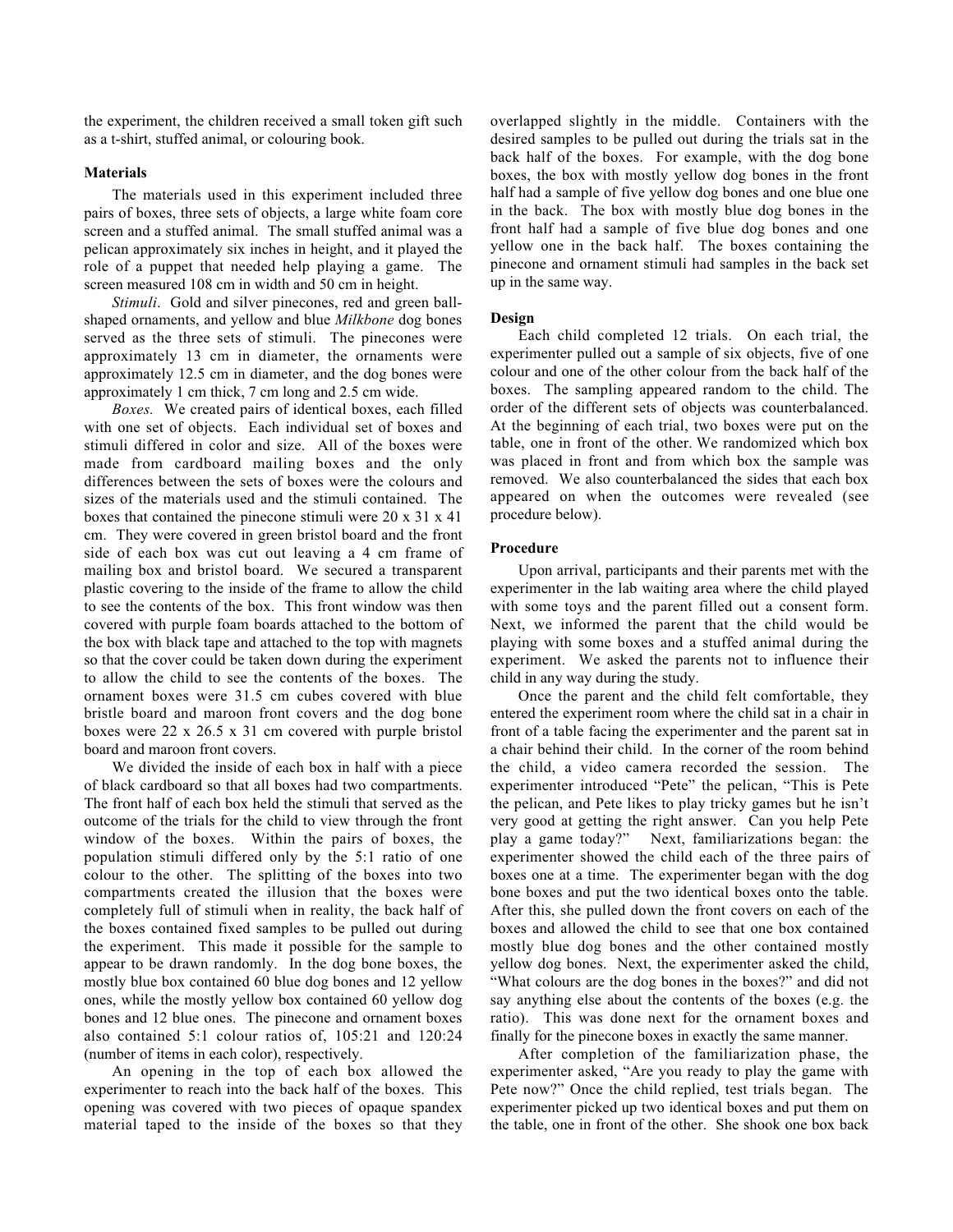the experiment, the children received a small token gift such as a t-shirt, stuffed animal, or colouring book.

**Materials**

The materials used in this experiment included three pairs of boxes, three sets of objects, a large white foam core screen and a stuffed animal. The small stuffed animal was a pelican approximately six inches in height, and it played the role of a puppet that needed help playing a game. The screen measured 108 cm in width and 50 cm in height.

*Stimuli*. Gold and silver pinecones, red and green ball-shaped ornaments, and yellow and blue *Milkbone* dog bones served as the three sets of stimuli. The pinecones were approximately 13 cm in diameter, the ornaments were approximately 12.5 cm in diameter, and the dog bones were approximately 1 cm thick, 7 cm long and 2.5 cm wide.

*Boxes.* We created pairs of identical boxes, each filled with one set of objects. Each individual set of boxes and stimuli differed in color and size. All of the boxes were made from cardboard mailing boxes and the only differences between the sets of boxes were the colours and sizes of the materials used and the stimuli contained. The boxes that contained the pinecone stimuli were 20 x 31 x 41 cm. They were covered in green bristol board and the front side of each box was cut out leaving a 4 cm frame of mailing box and bristol board. We secured a transparent plastic covering to the inside of the frame to allow the child to see the contents of the box. This front window was then covered with purple foam boards attached to the bottom of the box with black tape and attached to the top with magnets so that the cover could be taken down during the experiment to allow the child to see the contents of the boxes. The ornament boxes were 31.5 cm cubes covered with blue bristle board and maroon front covers and the dog bone boxes were 22 x 26.5 x 31 cm covered with purple bristol board and maroon front covers.

We divided the inside of each box in half with a piece of black cardboard so that all boxes had two compartments. The front half of each box held the stimuli that served as the outcome of the trials for the child to view through the front window of the boxes. Within the pairs of boxes, the population stimuli differed only by the 5:1 ratio of one colour to the other. The splitting of the boxes into two compartments created the illusion that the boxes were completely full of stimuli when in reality, the back half of the boxes contained fixed samples to be pulled out during the experiment. This made it possible for the sample to appear to be drawn randomly. In the dog bone boxes, the mostly blue box contained 60 blue dog bones and 12 yellow ones, while the mostly yellow box contained 60 yellow dog bones and 12 blue ones. The pinecone and ornament boxes also contained 5:1 colour ratios of, 105:21 and 120:24 (number of items in each color), respectively.

An opening in the top of each box allowed the experimenter to reach into the back half of the boxes. This opening was covered with two pieces of opaque spandex material taped to the inside of the boxes so that they overlapped slightly in the middle. Containers with the desired samples to be pulled out during the trials sat in the back half of the boxes. For example, with the dog bone boxes, the box with mostly yellow dog bones in the front half had a sample of five yellow dog bones and one blue one in the back. The box with mostly blue dog bones in the front half had a sample of five blue dog bones and one yellow one in the back half. The boxes containing the pinecone and ornament stimuli had samples in the back set up in the same way.

**Design**

Each child completed 12 trials. On each trial, the experimenter pulled out a sample of six objects, five of one colour and one of the other colour from the back half of the boxes. The sampling appeared random to the child. The order of the different sets of objects was counterbalanced. At the beginning of each trial, two boxes were put on the table, one in front of the other. We randomized which box was placed in front and from which box the sample was removed. We also counterbalanced the sides that each box appeared on when the outcomes were revealed (see procedure below).

**Procedure**

Upon arrival, participants and their parents met with the experimenter in the lab waiting area where the child played with some toys and the parent filled out a consent form. Next, we informed the parent that the child would be playing with some boxes and a stuffed animal during the experiment. We asked the parents not to influence their child in any way during the study.

Once the parent and the child felt comfortable, they entered the experiment room where the child sat in a chair in front of a table facing the experimenter and the parent sat in a chair behind their child. In the corner of the room behind the child, a video camera recorded the session. The experimenter introduced "Pete" the pelican, "This is Pete the pelican, and Pete likes to play tricky games but he isn't very good at getting the right answer. Can you help Pete play a game today?" Next, familiarizations began: the experimenter showed the child each of the three pairs of boxes one at a time. The experimenter began with the dog bone boxes and put the two identical boxes onto the table. After this, she pulled down the front covers on each of the boxes and allowed the child to see that one box contained mostly blue dog bones and the other contained mostly yellow dog bones. Next, the experimenter asked the child, "What colours are the dog bones in the boxes?" and did not say anything else about the contents of the boxes (e.g. the ratio). This was done next for the ornament boxes and finally for the pinecone boxes in exactly the same manner.

After completion of the familiarization phase, the experimenter asked, "Are you ready to play the game with Pete now?" Once the child replied, test trials began. The experimenter picked up two identical boxes and put them on the table, one in front of the other. She shook one box back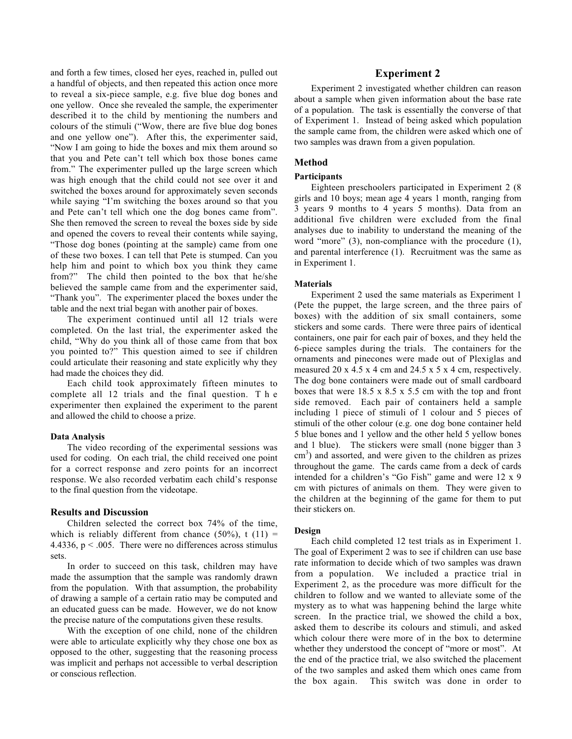and forth a few times, closed her eyes, reached in, pulled out a handful of objects, and then repeated this action once more to reveal a six-piece sample, e.g. five blue dog bones and one yellow. Once she revealed the sample, the experimenter described it to the child by mentioning the numbers and colours of the stimuli ("Wow, there are five blue dog bones and one yellow one"). After this, the experimenter said, "Now I am going to hide the boxes and mix them around so that you and Pete can't tell which box those bones came from." The experimenter pulled up the large screen which was high enough that the child could not see over it and switched the boxes around for approximately seven seconds while saying "I'm switching the boxes around so that you and Pete can't tell which one the dog bones came from". She then removed the screen to reveal the boxes side by side and opened the covers to reveal their contents while saying, "Those dog bones (pointing at the sample) came from one of these two boxes. I can tell that Pete is stumped. Can you help him and point to which box you think they came from?" The child then pointed to the box that he/she believed the sample came from and the experimenter said, "Thank you". The experimenter placed the boxes under the table and the next trial began with another pair of boxes.

The experiment continued until all 12 trials were completed. On the last trial, the experimenter asked the child, "Why do you think all of those came from that box you pointed to?" This question aimed to see if children could articulate their reasoning and state explicitly why they had made the choices they did.

Each child took approximately fifteen minutes to complete all 12 trials and the final question. The experimenter then explained the experiment to the parent and allowed the child to choose a prize.

#### Data Analysis

The video recording of the experimental sessions was used for coding. On each trial, the child received one point for a correct response and zero points for an incorrect response. We also recorded verbatim each child's response to the final question from the videotape.

### Results and Discussion

Children selected the correct box 74% of the time, which is reliably different from chance (50%), $t(11) = 4.4336$, $p < .005$. There were no differences across stimulus sets.

In order to succeed on this task, children may have made the assumption that the sample was randomly drawn from the population. With that assumption, the probability of drawing a sample of a certain ratio may be computed and an educated guess can be made. However, we do not know the precise nature of the computations given these results.

With the exception of one child, none of the children were able to articulate explicitly why they chose one box as opposed to the other, suggesting that the reasoning process was implicit and perhaps not accessible to verbal description or conscious reflection.

## Experiment 2

Experiment 2 investigated whether children can reason about a sample when given information about the base rate of a population. The task is essentially the converse of that of Experiment 1. Instead of being asked which population the sample came from, the children were asked which one of two samples was drawn from a given population.

### Method

#### Participants

Eighteen preschoolers participated in Experiment 2 (8 girls and 10 boys; mean age 4 years 1 month, ranging from 3 years 9 months to 4 years 5 months). Data from an additional five children were excluded from the final analyses due to inability to understand the meaning of the word "more" (3), non-compliance with the procedure (1), and parental interference (1). Recruitment was the same as in Experiment 1.

#### Materials

Experiment 2 used the same materials as Experiment 1 (Pete the puppet, the large screen, and the three pairs of boxes) with the addition of six small containers, some stickers and some cards. There were three pairs of identical containers, one pair for each pair of boxes, and they held the 6-piece samples during the trials. The containers for the ornaments and pinecones were made out of Plexiglas and measured 20 x 4.5 x 4 cm and 24.5 x 5 x 4 cm, respectively. The dog bone containers were made out of small cardboard boxes that were 18.5 x 8.5 x 5.5 cm with the top and front side removed. Each pair of containers held a sample including 1 piece of stimuli of 1 colour and 5 pieces of stimuli of the other colour (e.g. one dog bone container held 5 blue bones and 1 yellow and the other held 5 yellow bones and 1 blue). The stickers were small (none bigger than 3 $cm^3$) and assorted, and were given to the children as prizes throughout the game. The cards came from a deck of cards intended for a children's "Go Fish" game and were 12 x 9 cm with pictures of animals on them. They were given to the children at the beginning of the game for them to put their stickers on.

#### Design

Each child completed 12 test trials as in Experiment 1. The goal of Experiment 2 was to see if children can use base rate information to decide which of two samples was drawn from a population. We included a practice trial in Experiment 2, as the procedure was more difficult for the children to follow and we wanted to alleviate some of the mystery as to what was happening behind the large white screen. In the practice trial, we showed the child a box, asked them to describe its colours and stimuli, and asked which colour there were more of in the box to determine whether they understood the concept of "more or most". At the end of the practice trial, we also switched the placement of the two samples and asked them which ones came from the box again. This switch was done in order to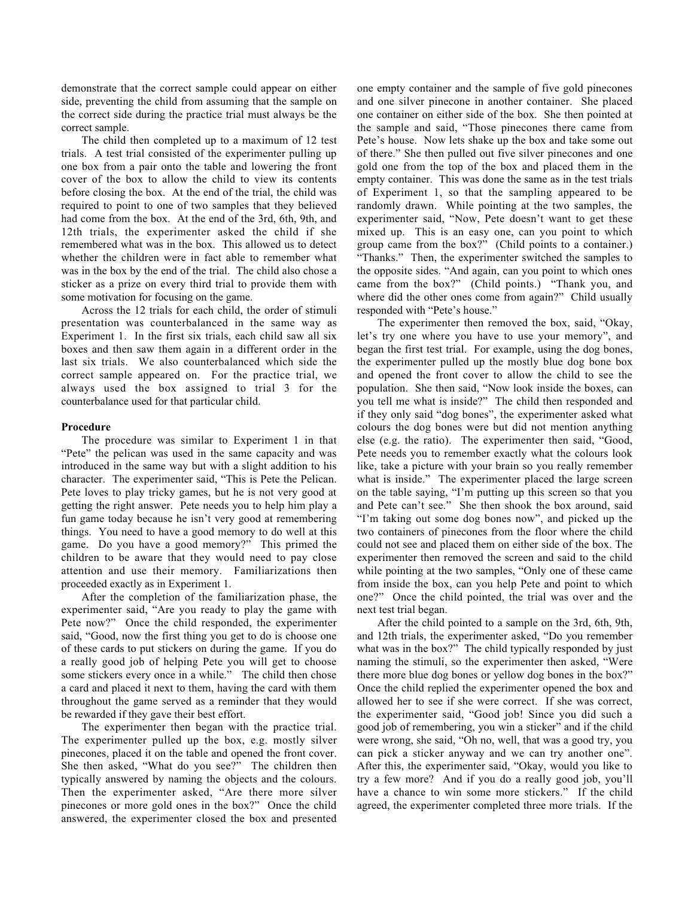demonstrate that the correct sample could appear on either side, preventing the child from assuming that the sample on the correct side during the practice trial must always be the correct sample.

The child then completed up to a maximum of 12 test trials. A test trial consisted of the experimenter pulling up one box from a pair onto the table and lowering the front cover of the box to allow the child to view its contents before closing the box. At the end of the trial, the child was required to point to one of two samples that they believed had come from the box. At the end of the 3rd, 6th, 9th, and 12th trials, the experimenter asked the child if she remembered what was in the box. This allowed us to detect whether the children were in fact able to remember what was in the box by the end of the trial. The child also chose a sticker as a prize on every third trial to provide them with some motivation for focusing on the game.

Across the 12 trials for each child, the order of stimuli presentation was counterbalanced in the same way as Experiment 1. In the first six trials, each child saw all six boxes and then saw them again in a different order in the last six trials. We also counterbalanced which side the correct sample appeared on. For the practice trial, we always used the box assigned to trial 3 for the counterbalance used for that particular child.

**Procedure**

The procedure was similar to Experiment 1 in that "Pete" the pelican was used in the same capacity and was introduced in the same way but with a slight addition to his character. The experimenter said, "This is Pete the Pelican. Pete loves to play tricky games, but he is not very good at getting the right answer. Pete needs you to help him play a fun game today because he isn't very good at remembering things. You need to have a good memory to do well at this game. Do you have a good memory?" This primed the children to be aware that they would need to pay close attention and use their memory. Familiarizations then proceeded exactly as in Experiment 1.

After the completion of the familiarization phase, the experimenter said, "Are you ready to play the game with Pete now?" Once the child responded, the experimenter said, "Good, now the first thing you get to do is choose one of these cards to put stickers on during the game. If you do a really good job of helping Pete you will get to choose some stickers every once in a while." The child then chose a card and placed it next to them, having the card with them throughout the game served as a reminder that they would be rewarded if they gave their best effort.

The experimenter then began with the practice trial. The experimenter pulled up the box, e.g. mostly silver pinecones, placed it on the table and opened the front cover. She then asked, "What do you see?" The children then typically answered by naming the objects and the colours. Then the experimenter asked, "Are there more silver pinecones or more gold ones in the box?" Once the child answered, the experimenter closed the box and presented one empty container and the sample of five gold pinecones and one silver pinecone in another container. She placed one container on either side of the box. She then pointed at the sample and said, "Those pinecones there came from Pete's house. Now lets shake up the box and take some out of there." She then pulled out five silver pinecones and one gold one from the top of the box and placed them in the empty container. This was done the same as in the test trials of Experiment 1, so that the sampling appeared to be randomly drawn. While pointing at the two samples, the experimenter said, "Now, Pete doesn't want to get these mixed up. This is an easy one, can you point to which group came from the box?" (Child points to a container.) "Thanks." Then, the experimenter switched the samples to the opposite sides. "And again, can you point to which ones came from the box?" (Child points.) "Thank you, and where did the other ones come from again?" Child usually responded with "Pete's house."

The experimenter then removed the box, said, "Okay, let's try one where you have to use your memory", and began the first test trial. For example, using the dog bones, the experimenter pulled up the mostly blue dog bone box and opened the front cover to allow the child to see the population. She then said, "Now look inside the boxes, can you tell me what is inside?" The child then responded and if they only said "dog bones", the experimenter asked what colours the dog bones were but did not mention anything else (e.g. the ratio). The experimenter then said, "Good, Pete needs you to remember exactly what the colours look like, take a picture with your brain so you really remember what is inside." The experimenter placed the large screen on the table saying, "I'm putting up this screen so that you and Pete can't see." She then shook the box around, said "I'm taking out some dog bones now", and picked up the two containers of pinecones from the floor where the child could not see and placed them on either side of the box. The experimenter then removed the screen and said to the child while pointing at the two samples, "Only one of these came from inside the box, can you help Pete and point to which one?" Once the child pointed, the trial was over and the next test trial began.

After the child pointed to a sample on the 3rd, 6th, 9th, and 12th trials, the experimenter asked, "Do you remember what was in the box?" The child typically responded by just naming the stimuli, so the experimenter then asked, "Were there more blue dog bones or yellow dog bones in the box?" Once the child replied the experimenter opened the box and allowed her to see if she were correct. If she was correct, the experimenter said, "Good job! Since you did such a good job of remembering, you win a sticker" and if the child were wrong, she said, "Oh no, well, that was a good try, you can pick a sticker anyway and we can try another one". After this, the experimenter said, "Okay, would you like to try a few more? And if you do a really good job, you'll have a chance to win some more stickers." If the child agreed, the experimenter completed three more trials. If the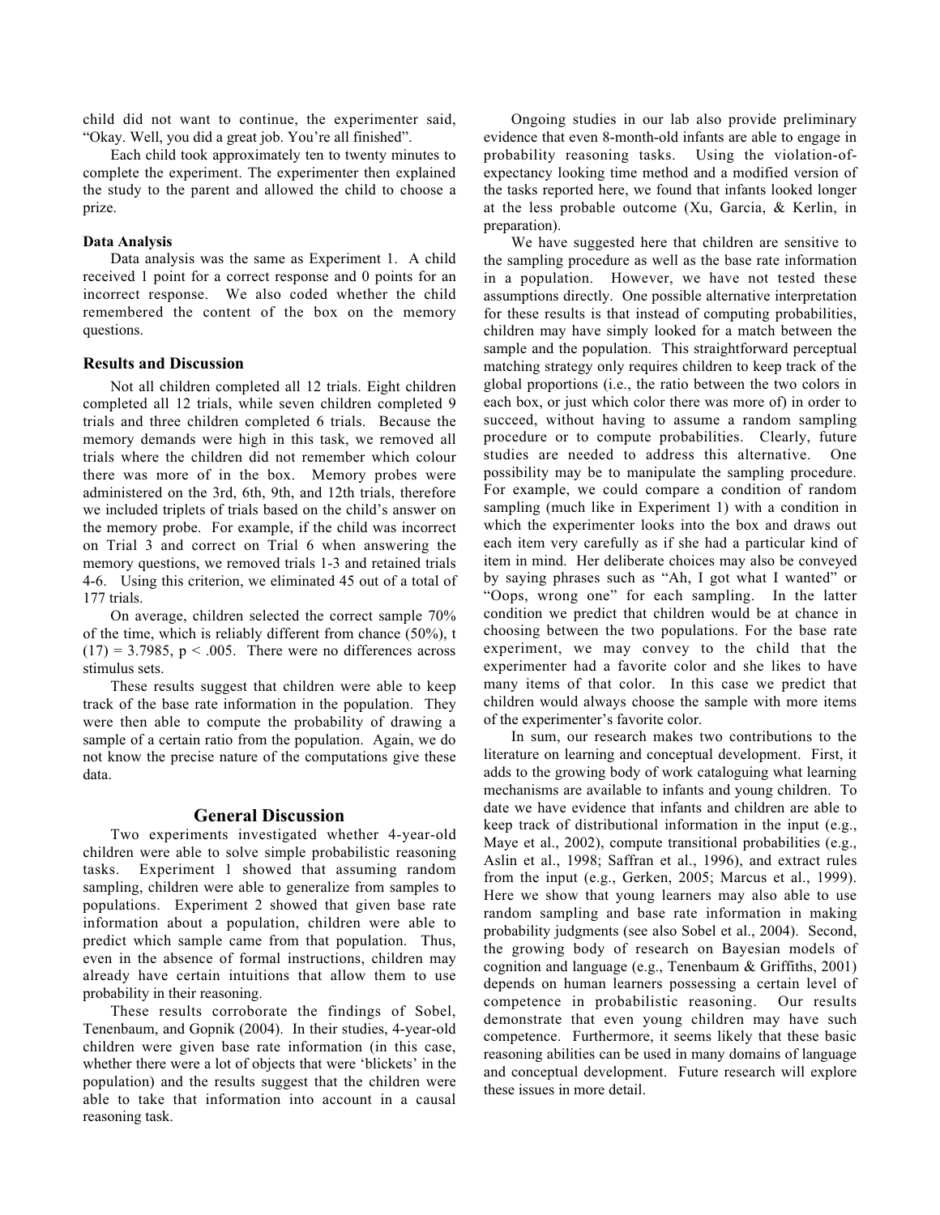child did not want to continue, the experimenter said, "Okay. Well, you did a great job. You're all finished".

Each child took approximately ten to twenty minutes to complete the experiment. The experimenter then explained the study to the parent and allowed the child to choose a prize.

#### Data Analysis

Data analysis was the same as Experiment 1. A child received 1 point for a correct response and 0 points for an incorrect response. We also coded whether the child remembered the content of the box on the memory questions.

### Results and Discussion

Not all children completed all 12 trials. Eight children completed all 12 trials, while seven children completed 9 trials and three children completed 6 trials. Because the memory demands were high in this task, we removed all trials where the children did not remember which colour there was more of in the box. Memory probes were administered on the 3rd, 6th, 9th, and 12th trials, therefore we included triplets of trials based on the child's answer on the memory probe. For example, if the child was incorrect on Trial 3 and correct on Trial 6 when answering the memory questions, we removed trials 1-3 and retained trials 4-6. Using this criterion, we eliminated 45 out of a total of 177 trials.

On average, children selected the correct sample 70% of the time, which is reliably different from chance (50%), $t(17) = 3.7985$, $p < .005$. There were no differences across stimulus sets.

These results suggest that children were able to keep track of the base rate information in the population. They were then able to compute the probability of drawing a sample of a certain ratio from the population. Again, we do not know the precise nature of the computations give these data.

## General Discussion

Two experiments investigated whether 4-year-old children were able to solve simple probabilistic reasoning tasks. Experiment 1 showed that assuming random sampling, children were able to generalize from samples to populations. Experiment 2 showed that given base rate information about a population, children were able to predict which sample came from that population. Thus, even in the absence of formal instructions, children may already have certain intuitions that allow them to use probability in their reasoning.

These results corroborate the findings of Sobel, Tenenbaum, and Gopnik (2004). In their studies, 4-year-old children were given base rate information (in this case, whether there were a lot of objects that were 'blickets' in the population) and the results suggest that the children were able to take that information into account in a causal reasoning task.

Ongoing studies in our lab also provide preliminary evidence that even 8-month-old infants are able to engage in probability reasoning tasks. Using the violation-of-expectancy looking time method and a modified version of the tasks reported here, we found that infants looked longer at the less probable outcome (Xu, Garcia, & Kerlin, in preparation).

We have suggested here that children are sensitive to the sampling procedure as well as the base rate information in a population. However, we have not tested these assumptions directly. One possible alternative interpretation for these results is that instead of computing probabilities, children may have simply looked for a match between the sample and the population. This straightforward perceptual matching strategy only requires children to keep track of the global proportions (i.e., the ratio between the two colors in each box, or just which color there was more of) in order to succeed, without having to assume a random sampling procedure or to compute probabilities. Clearly, future studies are needed to address this alternative. One possibility may be to manipulate the sampling procedure. For example, we could compare a condition of random sampling (much like in Experiment 1) with a condition in which the experimenter looks into the box and draws out each item very carefully as if she had a particular kind of item in mind. Her deliberate choices may also be conveyed by saying phrases such as "Ah, I got what I wanted" or "Oops, wrong one" for each sampling. In the latter condition we predict that children would be at chance in choosing between the two populations. For the base rate experiment, we may convey to the child that the experimenter had a favorite color and she likes to have many items of that color. In this case we predict that children would always choose the sample with more items of the experimenter's favorite color.

In sum, our research makes two contributions to the literature on learning and conceptual development. First, it adds to the growing body of work cataloguing what learning mechanisms are available to infants and young children. To date we have evidence that infants and children are able to keep track of distributional information in the input (e.g., Maye et al., 2002), compute transitional probabilities (e.g., Aslin et al., 1998; Saffran et al., 1996), and extract rules from the input (e.g., Gerken, 2005; Marcus et al., 1999). Here we show that young learners may also able to use random sampling and base rate information in making probability judgments (see also Sobel et al., 2004). Second, the growing body of research on Bayesian models of cognition and language (e.g., Tenenbaum & Griffiths, 2001) depends on human learners possessing a certain level of competence in probabilistic reasoning. Our results demonstrate that even young children may have such competence. Furthermore, it seems likely that these basic reasoning abilities can be used in many domains of language and conceptual development. Future research will explore these issues in more detail.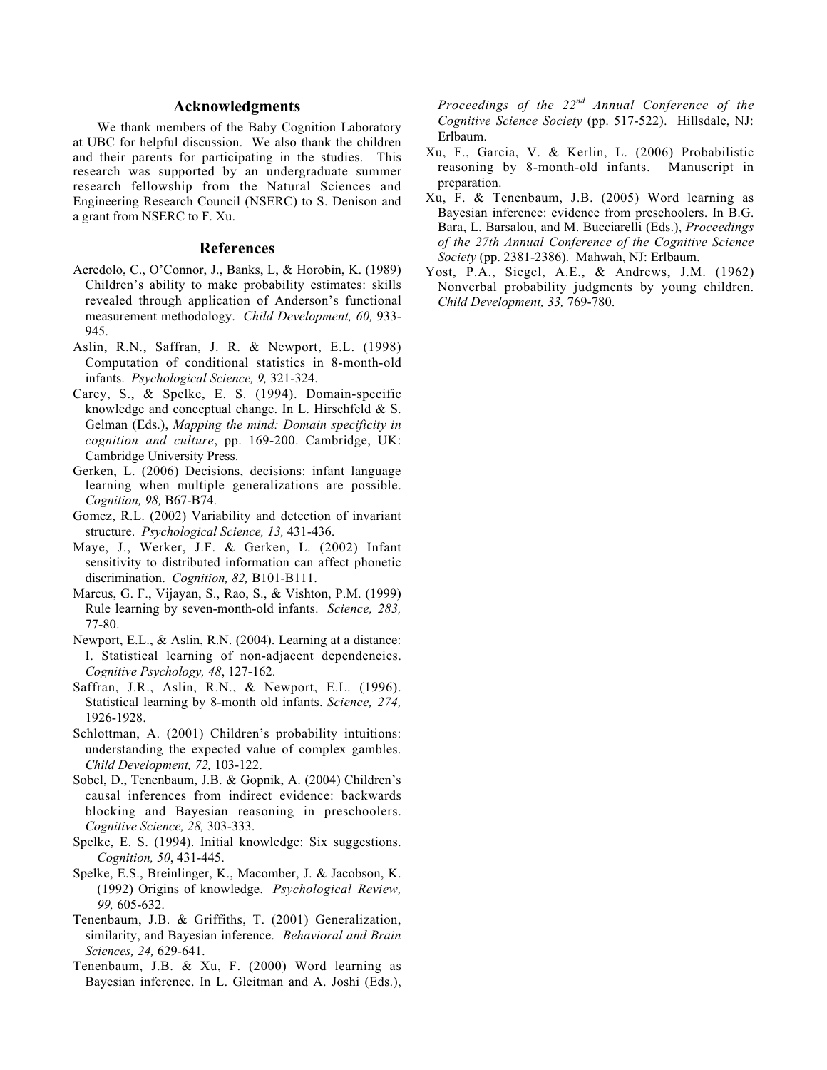## Acknowledgments

We thank members of the Baby Cognition Laboratory at UBC for helpful discussion. We also thank the children and their parents for participating in the studies. This research was supported by an undergraduate summer research fellowship from the Natural Sciences and Engineering Research Council (NSERC) to S. Denison and a grant from NSERC to F. Xu.

## References

Acredolo, C., O'Connor, J., Banks, L, & Horobin, K. (1989) Children's ability to make probability estimates: skills revealed through application of Anderson's functional measurement methodology. *Child Development, 60,* 933-945.

Aslin, R.N., Saffran, J. R. & Newport, E.L. (1998) Computation of conditional statistics in 8-month-old infants. *Psychological Science, 9,* 321-324.

Carey, S., & Spelke, E. S. (1994). Domain-specific knowledge and conceptual change. In L. Hirschfeld & S. Gelman (Eds.), *Mapping the mind: Domain specificity in cognition and culture*, pp. 169-200. Cambridge, UK: Cambridge University Press.

Gerken, L. (2006) Decisions, decisions: infant language learning when multiple generalizations are possible. *Cognition, 98,* B67-B74.

Gomez, R.L. (2002) Variability and detection of invariant structure. *Psychological Science, 13,* 431-436.

Maye, J., Werker, J.F. & Gerken, L. (2002) Infant sensitivity to distributed information can affect phonetic discrimination. *Cognition, 82,* B101-B111.

Marcus, G. F., Vijayan, S., Rao, S., & Vishton, P.M. (1999) Rule learning by seven-month-old infants. *Science, 283,* 77-80.

Newport, E.L., & Aslin, R.N. (2004). Learning at a distance: I. Statistical learning of non-adjacent dependencies. *Cognitive Psychology, 48*, 127-162.

Saffran, J.R., Aslin, R.N., & Newport, E.L. (1996). Statistical learning by 8-month old infants. *Science, 274,* 1926-1928.

Schlottman, A. (2001) Children's probability intuitions: understanding the expected value of complex gambles. *Child Development, 72,* 103-122.

Sobel, D., Tenenbaum, J.B. & Gopnik, A. (2004) Children's causal inferences from indirect evidence: backwards blocking and Bayesian reasoning in preschoolers. *Cognitive Science, 28,* 303-333.

Spelke, E. S. (1994). Initial knowledge: Six suggestions. *Cognition, 50*, 431-445.

Spelke, E.S., Breinlinger, K., Macomber, J. & Jacobson, K. (1992) Origins of knowledge. *Psychological Review, 99,* 605-632.

Tenenbaum, J.B. & Griffiths, T. (2001) Generalization, similarity, and Bayesian inference. *Behavioral and Brain Sciences, 24,* 629-641.

Tenenbaum, J.B. & Xu, F. (2000) Word learning as Bayesian inference. In L. Gleitman and A. Joshi (Eds.), *Proceedings of the 22nd Annual Conference of the Cognitive Science Society* (pp. 517-522). Hillsdale, NJ: Erlbaum.

Xu, F., Garcia, V. & Kerlin, L. (2006) Probabilistic reasoning by 8-month-old infants. Manuscript in preparation.

Xu, F. & Tenenbaum, J.B. (2005) Word learning as Bayesian inference: evidence from preschoolers. In B.G. Bara, L. Barsalou, and M. Bucciarelli (Eds.), *Proceedings of the 27th Annual Conference of the Cognitive Science Society* (pp. 2381-2386). Mahwah, NJ: Erlbaum.

Yost, P.A., Siegel, A.E., & Andrews, J.M. (1962) Nonverbal probability judgments by young children. *Child Development, 33,* 769-780.